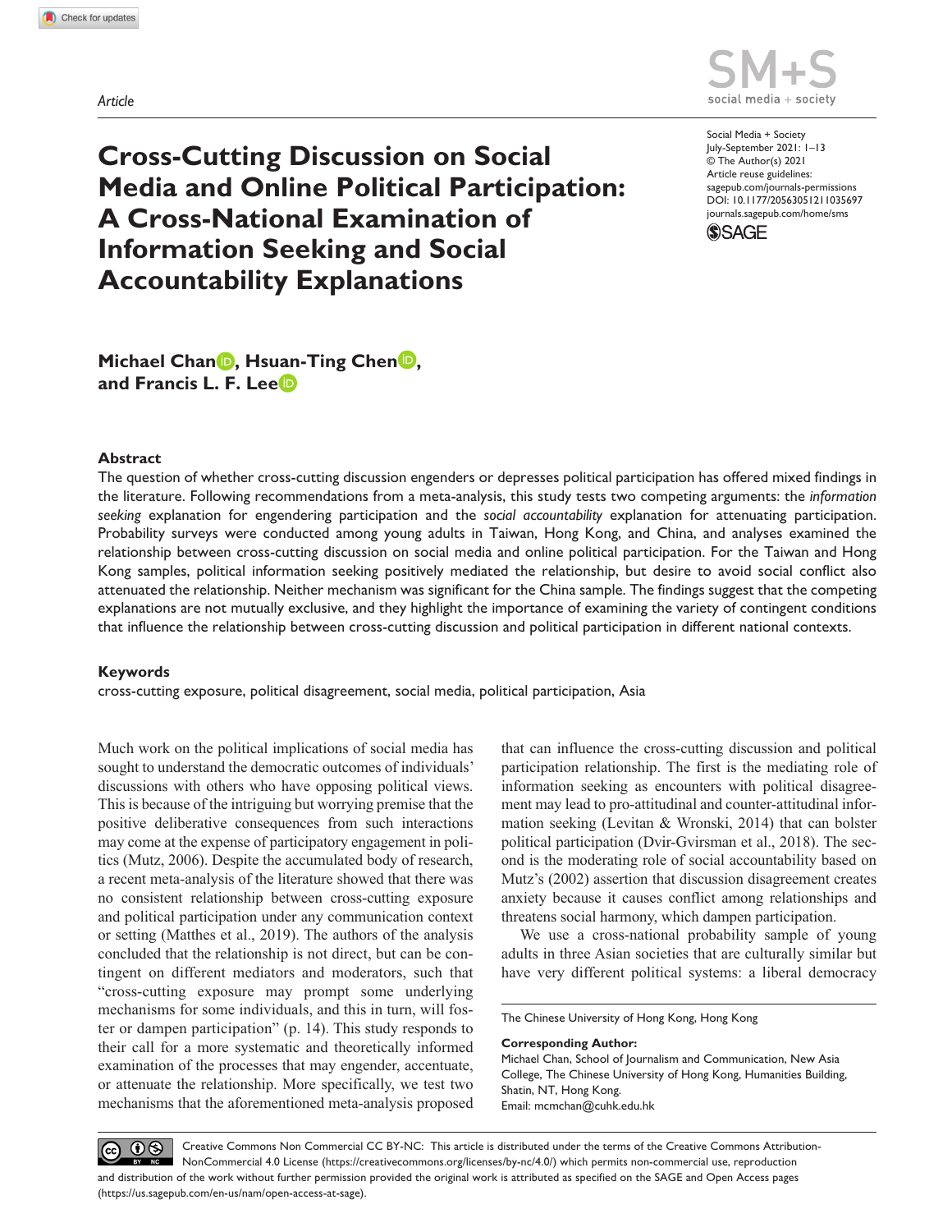Article

# Cross-Cutting Discussion on Social Media and Online Political Participation: A Cross-National Examination of Information Seeking and Social Accountability Explanations

**Michael Chan, Hsuan-Ting Chen, and Francis L. F. Lee**

## Abstract

The question of whether cross-cutting discussion engenders or depresses political participation has offered mixed findings in the literature. Following recommendations from a meta-analysis, this study tests two competing arguments: the *information seeking* explanation for engendering participation and the *social accountability* explanation for attenuating participation. Probability surveys were conducted among young adults in Taiwan, Hong Kong, and China, and analyses examined the relationship between cross-cutting discussion on social media and online political participation. For the Taiwan and Hong Kong samples, political information seeking positively mediated the relationship, but desire to avoid social conflict also attenuated the relationship. Neither mechanism was significant for the China sample. The findings suggest that the competing explanations are not mutually exclusive, and they highlight the importance of examining the variety of contingent conditions that influence the relationship between cross-cutting discussion and political participation in different national contexts.

## Keywords

cross-cutting exposure, political disagreement, social media, political participation, Asia

Much work on the political implications of social media has sought to understand the democratic outcomes of individuals' discussions with others who have opposing political views. This is because of the intriguing but worrying premise that the positive deliberative consequences from such interactions may come at the expense of participatory engagement in politics (Mutz, 2006). Despite the accumulated body of research, a recent meta-analysis of the literature showed that there was no consistent relationship between cross-cutting exposure and political participation under any communication context or setting (Matthes et al., 2019). The authors of the analysis concluded that the relationship is not direct, but can be contingent on different mediators and moderators, such that "cross-cutting exposure may prompt some underlying mechanisms for some individuals, and this in turn, will foster or dampen participation" (p. 14). This study responds to their call for a more systematic and theoretically informed examination of the processes that may engender, accentuate, or attenuate the relationship. More specifically, we test two mechanisms that the aforementioned meta-analysis proposed that can influence the cross-cutting discussion and political participation relationship. The first is the mediating role of information seeking as encounters with political disagreement may lead to pro-attitudinal and counter-attitudinal information seeking (Levitan & Wronski, 2014) that can bolster political participation (Dvir-Gvirsman et al., 2018). The second is the moderating role of social accountability based on Mutz's (2002) assertion that discussion disagreement creates anxiety because it causes conflict among relationships and threatens social harmony, which dampen participation.

We use a cross-national probability sample of young adults in three Asian societies that are culturally similar but have very different political systems: a liberal democracy

The Chinese University of Hong Kong, Hong Kong

**Corresponding Author:**
Michael Chan, School of Journalism and Communication, New Asia College, The Chinese University of Hong Kong, Humanities Building, Shatin, NT, Hong Kong.
Email: mcmchan@cuhk.edu.hk

Creative Commons Non Commercial CC BY-NC: This article is distributed under the terms of the Creative Commons Attribution-NonCommercial 4.0 License (https://creativecommons.org/licenses/by-nc/4.0/) which permits non-commercial use, reproduction and distribution of the work without further permission provided the original work is attributed as specified on the SAGE and Open Access pages (https://us.sagepub.com/en-us/nam/open-access-at-sage).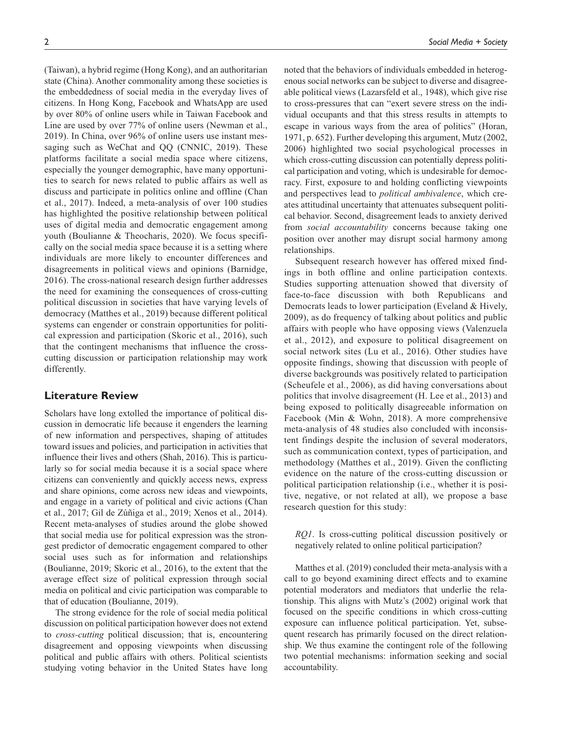(Taiwan), a hybrid regime (Hong Kong), and an authoritarian state (China). Another commonality among these societies is the embeddedness of social media in the everyday lives of citizens. In Hong Kong, Facebook and WhatsApp are used by over 80% of online users while in Taiwan Facebook and Line are used by over 77% of online users (Newman et al., 2019). In China, over 96% of online users use instant messaging such as WeChat and QQ (CNNIC, 2019). These platforms facilitate a social media space where citizens, especially the younger demographic, have many opportunities to search for news related to public affairs as well as discuss and participate in politics online and offline (Chan et al., 2017). Indeed, a meta-analysis of over 100 studies has highlighted the positive relationship between political uses of digital media and democratic engagement among youth (Boulianne & Theocharis, 2020). We focus specifically on the social media space because it is a setting where individuals are more likely to encounter differences and disagreements in political views and opinions (Barnidge, 2016). The cross-national research design further addresses the need for examining the consequences of cross-cutting political discussion in societies that have varying levels of democracy (Matthes et al., 2019) because different political systems can engender or constrain opportunities for political expression and participation (Skoric et al., 2016), such that the contingent mechanisms that influence the cross-cutting discussion or participation relationship may work differently.

## Literature Review

Scholars have long extolled the importance of political discussion in democratic life because it engenders the learning of new information and perspectives, shaping of attitudes toward issues and policies, and participation in activities that influence their lives and others (Shah, 2016). This is particularly so for social media because it is a social space where citizens can conveniently and quickly access news, express and share opinions, come across new ideas and viewpoints, and engage in a variety of political and civic actions (Chan et al., 2017; Gil de Zúñiga et al., 2019; Xenos et al., 2014). Recent meta-analyses of studies around the globe showed that social media use for political expression was the strongest predictor of democratic engagement compared to other social uses such as for information and relationships (Boulianne, 2019; Skoric et al., 2016), to the extent that the average effect size of political expression through social media on political and civic participation was comparable to that of education (Boulianne, 2019).

The strong evidence for the role of social media political discussion on political participation however does not extend to *cross-cutting* political discussion; that is, encountering disagreement and opposing viewpoints when discussing political and public affairs with others. Political scientists studying voting behavior in the United States have long noted that the behaviors of individuals embedded in heterogenous social networks can be subject to diverse and disagreeable political views (Lazarsfeld et al., 1948), which give rise to cross-pressures that can "exert severe stress on the individual occupants and that this stress results in attempts to escape in various ways from the area of politics" (Horan, 1971, p. 652). Further developing this argument, Mutz (2002, 2006) highlighted two social psychological processes in which cross-cutting discussion can potentially depress political participation and voting, which is undesirable for democracy. First, exposure to and holding conflicting viewpoints and perspectives lead to *political ambivalence*, which creates attitudinal uncertainty that attenuates subsequent political behavior. Second, disagreement leads to anxiety derived from *social accountability* concerns because taking one position over another may disrupt social harmony among relationships.

Subsequent research however has offered mixed findings in both offline and online participation contexts. Studies supporting attenuation showed that diversity of face-to-face discussion with both Republicans and Democrats leads to lower participation (Eveland & Hively, 2009), as do frequency of talking about politics and public affairs with people who have opposing views (Valenzuela et al., 2012), and exposure to political disagreement on social network sites (Lu et al., 2016). Other studies have opposite findings, showing that discussion with people of diverse backgrounds was positively related to participation (Scheufele et al., 2006), as did having conversations about politics that involve disagreement (H. Lee et al., 2013) and being exposed to politically disagreeable information on Facebook (Min & Wohn, 2018). A more comprehensive meta-analysis of 48 studies also concluded with inconsistent findings despite the inclusion of several moderators, such as communication context, types of participation, and methodology (Matthes et al., 2019). Given the conflicting evidence on the nature of the cross-cutting discussion or political participation relationship (i.e., whether it is positive, negative, or not related at all), we propose a base research question for this study:

*RQ1*. Is cross-cutting political discussion positively or negatively related to online political participation?

Matthes et al. (2019) concluded their meta-analysis with a call to go beyond examining direct effects and to examine potential moderators and mediators that underlie the relationship. This aligns with Mutz's (2002) original work that focused on the specific conditions in which cross-cutting exposure can influence political participation. Yet, subsequent research has primarily focused on the direct relationship. We thus examine the contingent role of the following two potential mechanisms: information seeking and social accountability.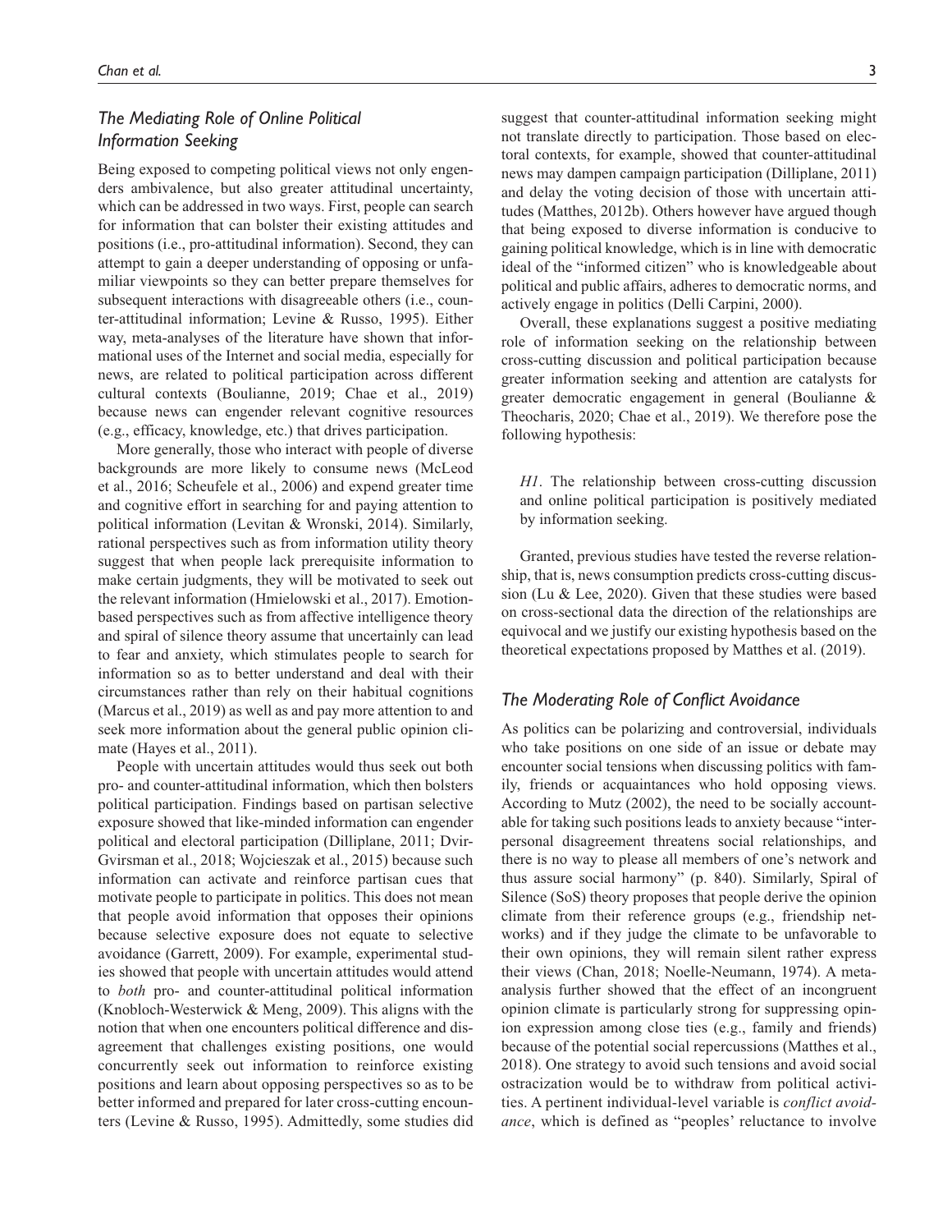### *The Mediating Role of Online Political Information Seeking*

Being exposed to competing political views not only engenders ambivalence, but also greater attitudinal uncertainty, which can be addressed in two ways. First, people can search for information that can bolster their existing attitudes and positions (i.e., pro-attitudinal information). Second, they can attempt to gain a deeper understanding of opposing or unfamiliar viewpoints so they can better prepare themselves for subsequent interactions with disagreeable others (i.e., counter-attitudinal information; Levine & Russo, 1995). Either way, meta-analyses of the literature have shown that informational uses of the Internet and social media, especially for news, are related to political participation across different cultural contexts (Boulianne, 2019; Chae et al., 2019) because news can engender relevant cognitive resources (e.g., efficacy, knowledge, etc.) that drives participation.

More generally, those who interact with people of diverse backgrounds are more likely to consume news (McLeod et al., 2016; Scheufele et al., 2006) and expend greater time and cognitive effort in searching for and paying attention to political information (Levitan & Wronski, 2014). Similarly, rational perspectives such as from information utility theory suggest that when people lack prerequisite information to make certain judgments, they will be motivated to seek out the relevant information (Hmielowski et al., 2017). Emotion-based perspectives such as from affective intelligence theory and spiral of silence theory assume that uncertainly can lead to fear and anxiety, which stimulates people to search for information so as to better understand and deal with their circumstances rather than rely on their habitual cognitions (Marcus et al., 2019) as well as and pay more attention to and seek more information about the general public opinion climate (Hayes et al., 2011).

People with uncertain attitudes would thus seek out both pro- and counter-attitudinal information, which then bolsters political participation. Findings based on partisan selective exposure showed that like-minded information can engender political and electoral participation (Dilliplane, 2011; Dvir-Gvirsman et al., 2018; Wojcieszak et al., 2015) because such information can activate and reinforce partisan cues that motivate people to participate in politics. This does not mean that people avoid information that opposes their opinions because selective exposure does not equate to selective avoidance (Garrett, 2009). For example, experimental studies showed that people with uncertain attitudes would attend to *both* pro- and counter-attitudinal political information (Knobloch-Westerwick & Meng, 2009). This aligns with the notion that when one encounters political difference and disagreement that challenges existing positions, one would concurrently seek out information to reinforce existing positions and learn about opposing perspectives so as to be better informed and prepared for later cross-cutting encounters (Levine & Russo, 1995). Admittedly, some studies did suggest that counter-attitudinal information seeking might not translate directly to participation. Those based on electoral contexts, for example, showed that counter-attitudinal news may dampen campaign participation (Dilliplane, 2011) and delay the voting decision of those with uncertain attitudes (Matthes, 2012b). Others however have argued though that being exposed to diverse information is conducive to gaining political knowledge, which is in line with democratic ideal of the "informed citizen" who is knowledgeable about political and public affairs, adheres to democratic norms, and actively engage in politics (Delli Carpini, 2000).

Overall, these explanations suggest a positive mediating role of information seeking on the relationship between cross-cutting discussion and political participation because greater information seeking and attention are catalysts for greater democratic engagement in general (Boulianne & Theocharis, 2020; Chae et al., 2019). We therefore pose the following hypothesis:

> *H1*. The relationship between cross-cutting discussion and online political participation is positively mediated by information seeking.

Granted, previous studies have tested the reverse relationship, that is, news consumption predicts cross-cutting discussion (Lu & Lee, 2020). Given that these studies were based on cross-sectional data the direction of the relationships are equivocal and we justify our existing hypothesis based on the theoretical expectations proposed by Matthes et al. (2019).

### *The Moderating Role of Conflict Avoidance*

As politics can be polarizing and controversial, individuals who take positions on one side of an issue or debate may encounter social tensions when discussing politics with family, friends or acquaintances who hold opposing views. According to Mutz (2002), the need to be socially accountable for taking such positions leads to anxiety because "interpersonal disagreement threatens social relationships, and there is no way to please all members of one's network and thus assure social harmony" (p. 840). Similarly, Spiral of Silence (SoS) theory proposes that people derive the opinion climate from their reference groups (e.g., friendship networks) and if they judge the climate to be unfavorable to their own opinions, they will remain silent rather express their views (Chan, 2018; Noelle-Neumann, 1974). A meta-analysis further showed that the effect of an incongruent opinion climate is particularly strong for suppressing opinion expression among close ties (e.g., family and friends) because of the potential social repercussions (Matthes et al., 2018). One strategy to avoid such tensions and avoid social ostracization would be to withdraw from political activities. A pertinent individual-level variable is *conflict avoidance*, which is defined as "peoples' reluctance to involve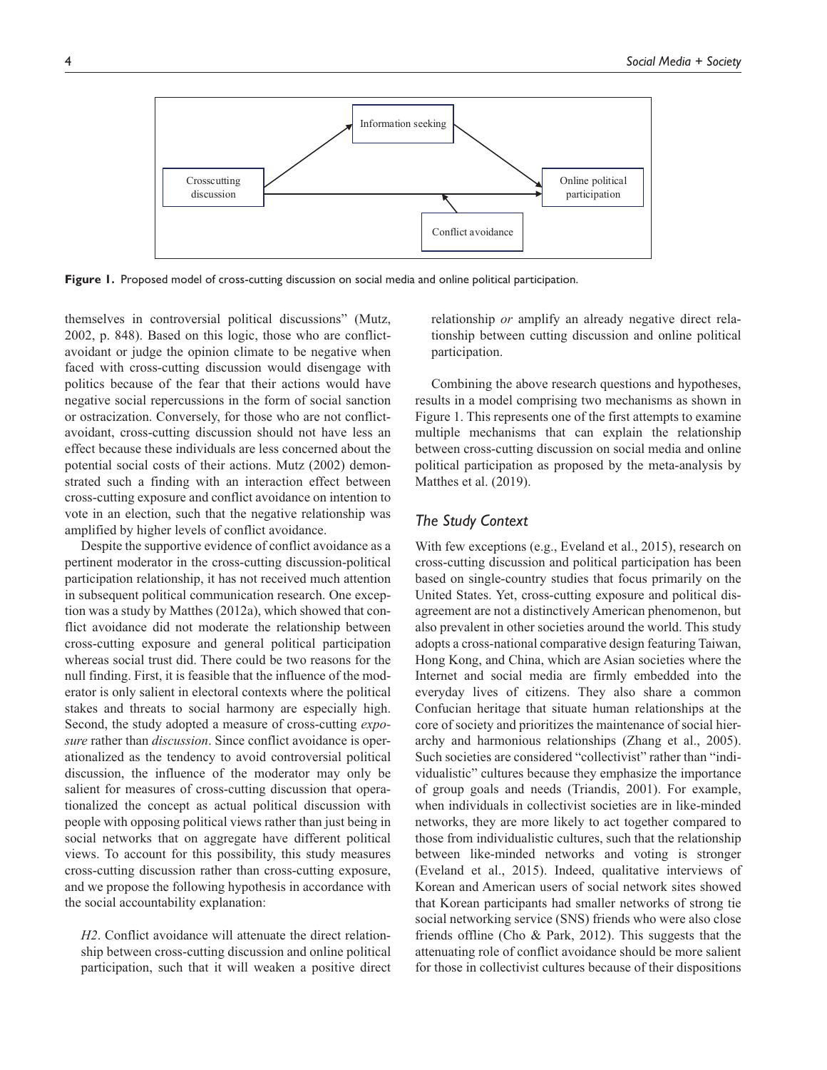**Figure 1.** Proposed model of cross-cutting discussion on social media and online political participation.

themselves in controversial political discussions" (Mutz, 2002, p. 848). Based on this logic, those who are conflict-avoidant or judge the opinion climate to be negative when faced with cross-cutting discussion would disengage with politics because of the fear that their actions would have negative social repercussions in the form of social sanction or ostracization. Conversely, for those who are not conflict-avoidant, cross-cutting discussion should not have less an effect because these individuals are less concerned about the potential social costs of their actions. Mutz (2002) demonstrated such a finding with an interaction effect between cross-cutting exposure and conflict avoidance on intention to vote in an election, such that the negative relationship was amplified by higher levels of conflict avoidance.

Despite the supportive evidence of conflict avoidance as a pertinent moderator in the cross-cutting discussion-political participation relationship, it has not received much attention in subsequent political communication research. One exception was a study by Matthes (2012a), which showed that conflict avoidance did not moderate the relationship between cross-cutting exposure and general political participation whereas social trust did. There could be two reasons for the null finding. First, it is feasible that the influence of the moderator is only salient in electoral contexts where the political stakes and threats to social harmony are especially high. Second, the study adopted a measure of cross-cutting *exposure* rather than *discussion*. Since conflict avoidance is operationalized as the tendency to avoid controversial political discussion, the influence of the moderator may only be salient for measures of cross-cutting discussion that operationalized the concept as actual political discussion with people with opposing political views rather than just being in social networks that on aggregate have different political views. To account for this possibility, this study measures cross-cutting discussion rather than cross-cutting exposure, and we propose the following hypothesis in accordance with the social accountability explanation:

*H2*. Conflict avoidance will attenuate the direct relationship between cross-cutting discussion and online political participation, such that it will weaken a positive direct relationship *or* amplify an already negative direct relationship between cutting discussion and online political participation.

Combining the above research questions and hypotheses, results in a model comprising two mechanisms as shown in Figure 1. This represents one of the first attempts to examine multiple mechanisms that can explain the relationship between cross-cutting discussion on social media and online political participation as proposed by the meta-analysis by Matthes et al. (2019).

## The Study Context

With few exceptions (e.g., Eveland et al., 2015), research on cross-cutting discussion and political participation has been based on single-country studies that focus primarily on the United States. Yet, cross-cutting exposure and political disagreement are not a distinctively American phenomenon, but also prevalent in other societies around the world. This study adopts a cross-national comparative design featuring Taiwan, Hong Kong, and China, which are Asian societies where the Internet and social media are firmly embedded into the everyday lives of citizens. They also share a common Confucian heritage that situate human relationships at the core of society and prioritizes the maintenance of social hierarchy and harmonious relationships (Zhang et al., 2005). Such societies are considered "collectivist" rather than "individualistic" cultures because they emphasize the importance of group goals and needs (Triandis, 2001). For example, when individuals in collectivist societies are in like-minded networks, they are more likely to act together compared to those from individualistic cultures, such that the relationship between like-minded networks and voting is stronger (Eveland et al., 2015). Indeed, qualitative interviews of Korean and American users of social network sites showed that Korean participants had smaller networks of strong tie social networking service (SNS) friends who were also close friends offline (Cho & Park, 2012). This suggests that the attenuating role of conflict avoidance should be more salient for those in collectivist cultures because of their dispositions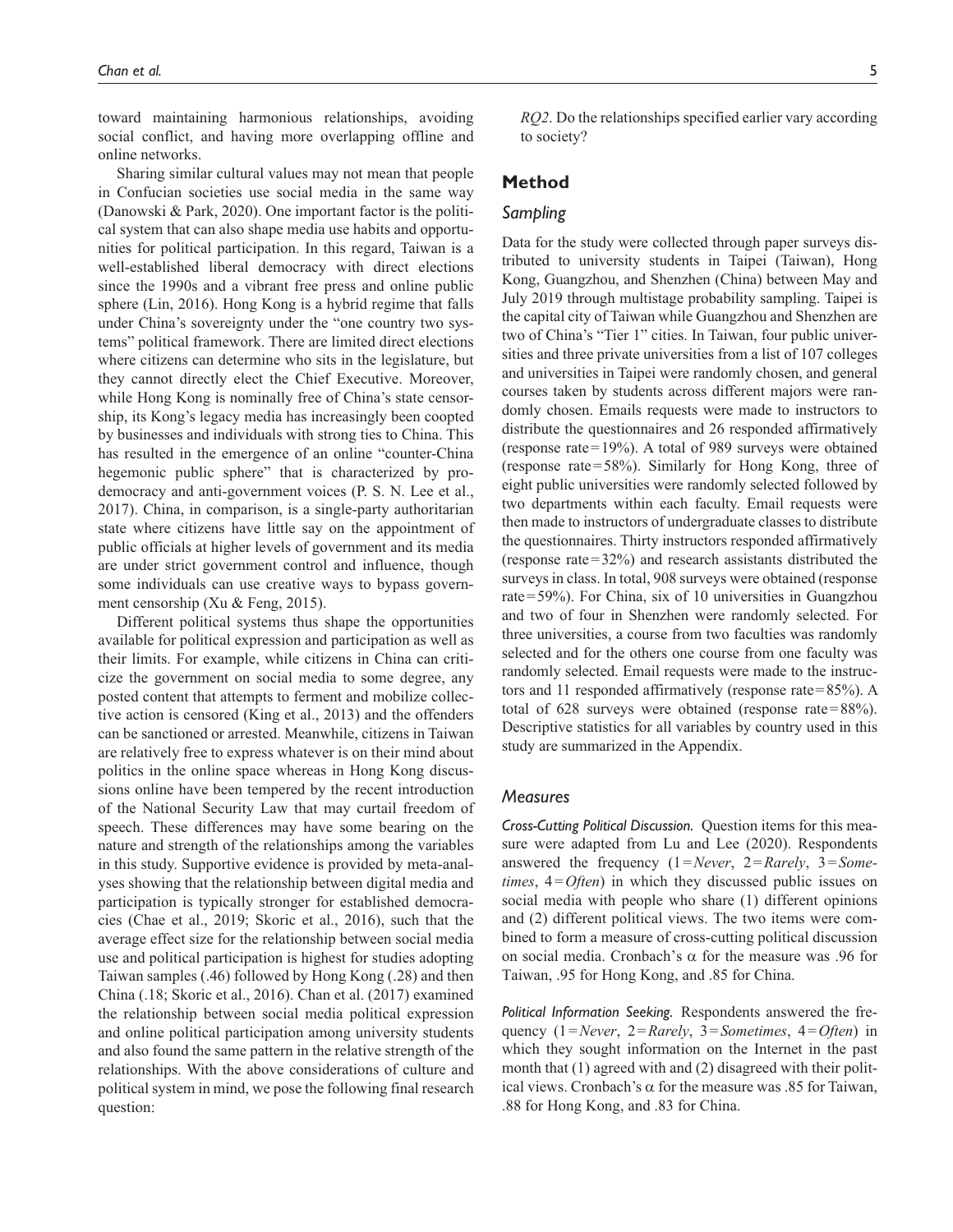toward maintaining harmonious relationships, avoiding social conflict, and having more overlapping offline and online networks.

Sharing similar cultural values may not mean that people in Confucian societies use social media in the same way (Danowski & Park, 2020). One important factor is the political system that can also shape media use habits and opportunities for political participation. In this regard, Taiwan is a well-established liberal democracy with direct elections since the 1990s and a vibrant free press and online public sphere (Lin, 2016). Hong Kong is a hybrid regime that falls under China's sovereignty under the "one country two systems" political framework. There are limited direct elections where citizens can determine who sits in the legislature, but they cannot directly elect the Chief Executive. Moreover, while Hong Kong is nominally free of China's state censorship, its Kong's legacy media has increasingly been coopted by businesses and individuals with strong ties to China. This has resulted in the emergence of an online "counter-China hegemonic public sphere" that is characterized by pro-democracy and anti-government voices (P. S. N. Lee et al., 2017). China, in comparison, is a single-party authoritarian state where citizens have little say on the appointment of public officials at higher levels of government and its media are under strict government control and influence, though some individuals can use creative ways to bypass government censorship (Xu & Feng, 2015).

Different political systems thus shape the opportunities available for political expression and participation as well as their limits. For example, while citizens in China can criticize the government on social media to some degree, any posted content that attempts to ferment and mobilize collective action is censored (King et al., 2013) and the offenders can be sanctioned or arrested. Meanwhile, citizens in Taiwan are relatively free to express whatever is on their mind about politics in the online space whereas in Hong Kong discussions online have been tempered by the recent introduction of the National Security Law that may curtail freedom of speech. These differences may have some bearing on the nature and strength of the relationships among the variables in this study. Supportive evidence is provided by meta-analyses showing that the relationship between digital media and participation is typically stronger for established democracies (Chae et al., 2019; Skoric et al., 2016), such that the average effect size for the relationship between social media use and political participation is highest for studies adopting Taiwan samples (.46) followed by Hong Kong (.28) and then China (.18; Skoric et al., 2016). Chan et al. (2017) examined the relationship between social media political expression and online political participation among university students and also found the same pattern in the relative strength of the relationships. With the above considerations of culture and political system in mind, we pose the following final research question:

*RQ2*. Do the relationships specified earlier vary according to society?

## Method

### Sampling

Data for the study were collected through paper surveys distributed to university students in Taipei (Taiwan), Hong Kong, Guangzhou, and Shenzhen (China) between May and July 2019 through multistage probability sampling. Taipei is the capital city of Taiwan while Guangzhou and Shenzhen are two of China's "Tier 1" cities. In Taiwan, four public universities and three private universities from a list of 107 colleges and universities in Taipei were randomly chosen, and general courses taken by students across different majors were randomly chosen. Emails requests were made to instructors to distribute the questionnaires and 26 responded affirmatively (response rate = 19%). A total of 989 surveys were obtained (response rate = 58%). Similarly for Hong Kong, three of eight public universities were randomly selected followed by two departments within each faculty. Email requests were then made to instructors of undergraduate classes to distribute the questionnaires. Thirty instructors responded affirmatively (response rate = 32%) and research assistants distributed the surveys in class. In total, 908 surveys were obtained (response rate = 59%). For China, six of 10 universities in Guangzhou and two of four in Shenzhen were randomly selected. For three universities, a course from two faculties was randomly selected and for the others one course from one faculty was randomly selected. Email requests were made to the instructors and 11 responded affirmatively (response rate = 85%). A total of 628 surveys were obtained (response rate = 88%). Descriptive statistics for all variables by country used in this study are summarized in the Appendix.

### Measures

***Cross-Cutting Political Discussion.*** Question items for this measure were adapted from Lu and Lee (2020). Respondents answered the frequency (1 = *Never*, 2 = *Rarely*, 3 = *Sometimes*, 4 = *Often*) in which they discussed public issues on social media with people who share (1) different opinions and (2) different political views. The two items were combined to form a measure of cross-cutting political discussion on social media. Cronbach's $\alpha$ for the measure was .96 for Taiwan, .95 for Hong Kong, and .85 for China.

***Political Information Seeking.*** Respondents answered the frequency (1 = *Never*, 2 = *Rarely*, 3 = *Sometimes*, 4 = *Often*) in which they sought information on the Internet in the past month that (1) agreed with and (2) disagreed with their political views. Cronbach's $\alpha$ for the measure was .85 for Taiwan, .88 for Hong Kong, and .83 for China.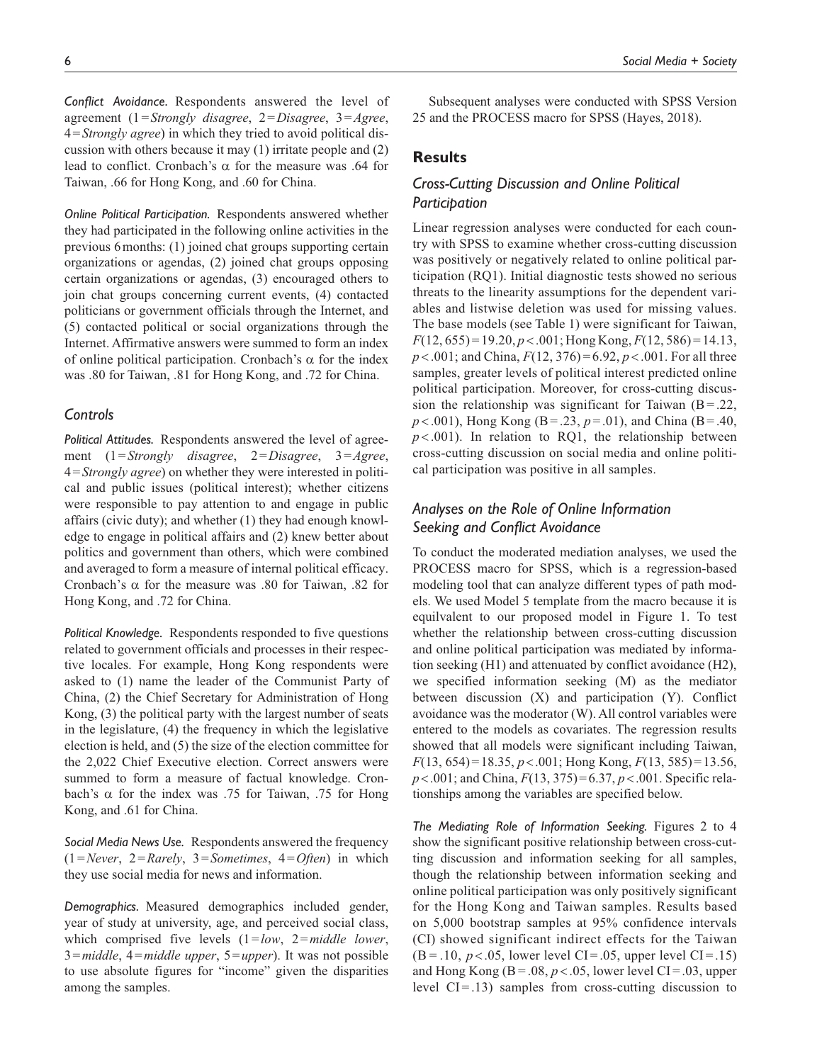*Conflict Avoidance.* Respondents answered the level of agreement (1 = *Strongly disagree*, 2 = *Disagree*, 3 = *Agree*, 4 = *Strongly agree*) in which they tried to avoid political discussion with others because it may (1) irritate people and (2) lead to conflict. Cronbach's $\alpha$ for the measure was .64 for Taiwan, .66 for Hong Kong, and .60 for China.

*Online Political Participation.* Respondents answered whether they had participated in the following online activities in the previous 6 months: (1) joined chat groups supporting certain organizations or agendas, (2) joined chat groups opposing certain organizations or agendas, (3) encouraged others to join chat groups concerning current events, (4) contacted politicians or government officials through the Internet, and (5) contacted political or social organizations through the Internet. Affirmative answers were summed to form an index of online political participation. Cronbach's $\alpha$ for the index was .80 for Taiwan, .81 for Hong Kong, and .72 for China.

### *Controls*

*Political Attitudes.* Respondents answered the level of agreement (1 = *Strongly disagree*, 2 = *Disagree*, 3 = *Agree*, 4 = *Strongly agree*) on whether they were interested in political and public issues (political interest); whether citizens were responsible to pay attention to and engage in public affairs (civic duty); and whether (1) they had enough knowledge to engage in political affairs and (2) knew better about politics and government than others, which were combined and averaged to form a measure of internal political efficacy. Cronbach's $\alpha$ for the measure was .80 for Taiwan, .82 for Hong Kong, and .72 for China.

*Political Knowledge.* Respondents responded to five questions related to government officials and processes in their respective locales. For example, Hong Kong respondents were asked to (1) name the leader of the Communist Party of China, (2) the Chief Secretary for Administration of Hong Kong, (3) the political party with the largest number of seats in the legislature, (4) the frequency in which the legislative election is held, and (5) the size of the election committee for the 2,022 Chief Executive election. Correct answers were summed to form a measure of factual knowledge. Cronbach's $\alpha$ for the index was .75 for Taiwan, .75 for Hong Kong, and .61 for China.

*Social Media News Use.* Respondents answered the frequency (1 = *Never*, 2 = *Rarely*, 3 = *Sometimes*, 4 = *Often*) in which they use social media for news and information.

*Demographics.* Measured demographics included gender, year of study at university, age, and perceived social class, which comprised five levels (1 = *low*, 2 = *middle lower*, 3 = *middle*, 4 = *middle upper*, 5 = *upper*). It was not possible to use absolute figures for "income" given the disparities among the samples.

Subsequent analyses were conducted with SPSS Version 25 and the PROCESS macro for SPSS (Hayes, 2018).

## Results

### *Cross-Cutting Discussion and Online Political Participation*

Linear regression analyses were conducted for each country with SPSS to examine whether cross-cutting discussion was positively or negatively related to online political participation (RQ1). Initial diagnostic tests showed no serious threats to the linearity assumptions for the dependent variables and listwise deletion was used for missing values. The base models (see Table 1) were significant for Taiwan, $F(12, 655) = 19.20$, $p < .001$; Hong Kong, $F(12, 586) = 14.13$, $p < .001$; and China, $F(12, 376) = 6.92$, $p < .001$. For all three samples, greater levels of political interest predicted online political participation. Moreover, for cross-cutting discussion the relationship was significant for Taiwan ($B = .22$, $p < .001$), Hong Kong ($B = .23$, $p = .01$), and China ($B = .40$, $p < .001$). In relation to RQ1, the relationship between cross-cutting discussion on social media and online political participation was positive in all samples.

### *Analyses on the Role of Online Information Seeking and Conflict Avoidance*

To conduct the moderated mediation analyses, we used the PROCESS macro for SPSS, which is a regression-based modeling tool that can analyze different types of path models. We used Model 5 template from the macro because it is equilvalent to our proposed model in Figure 1. To test whether the relationship between cross-cutting discussion and online political participation was mediated by information seeking (H1) and attenuated by conflict avoidance (H2), we specified information seeking (M) as the mediator between discussion (X) and participation (Y). Conflict avoidance was the moderator (W). All control variables were entered to the models as covariates. The regression results showed that all models were significant including Taiwan, $F(13, 654) = 18.35$, $p < .001$; Hong Kong, $F(13, 585) = 13.56$, $p < .001$; and China, $F(13, 375) = 6.37$, $p < .001$. Specific relationships among the variables are specified below.

*The Mediating Role of Information Seeking.* Figures 2 to 4 show the significant positive relationship between cross-cutting discussion and information seeking for all samples, though the relationship between information seeking and online political participation was only positively significant for the Hong Kong and Taiwan samples. Results based on 5,000 bootstrap samples at 95% confidence intervals (CI) showed significant indirect effects for the Taiwan ($B = .10$, $p < .05$, lower level CI = .05, upper level CI = .15) and Hong Kong ($B = .08$, $p < .05$, lower level CI = .03, upper level CI = .13) samples from cross-cutting discussion to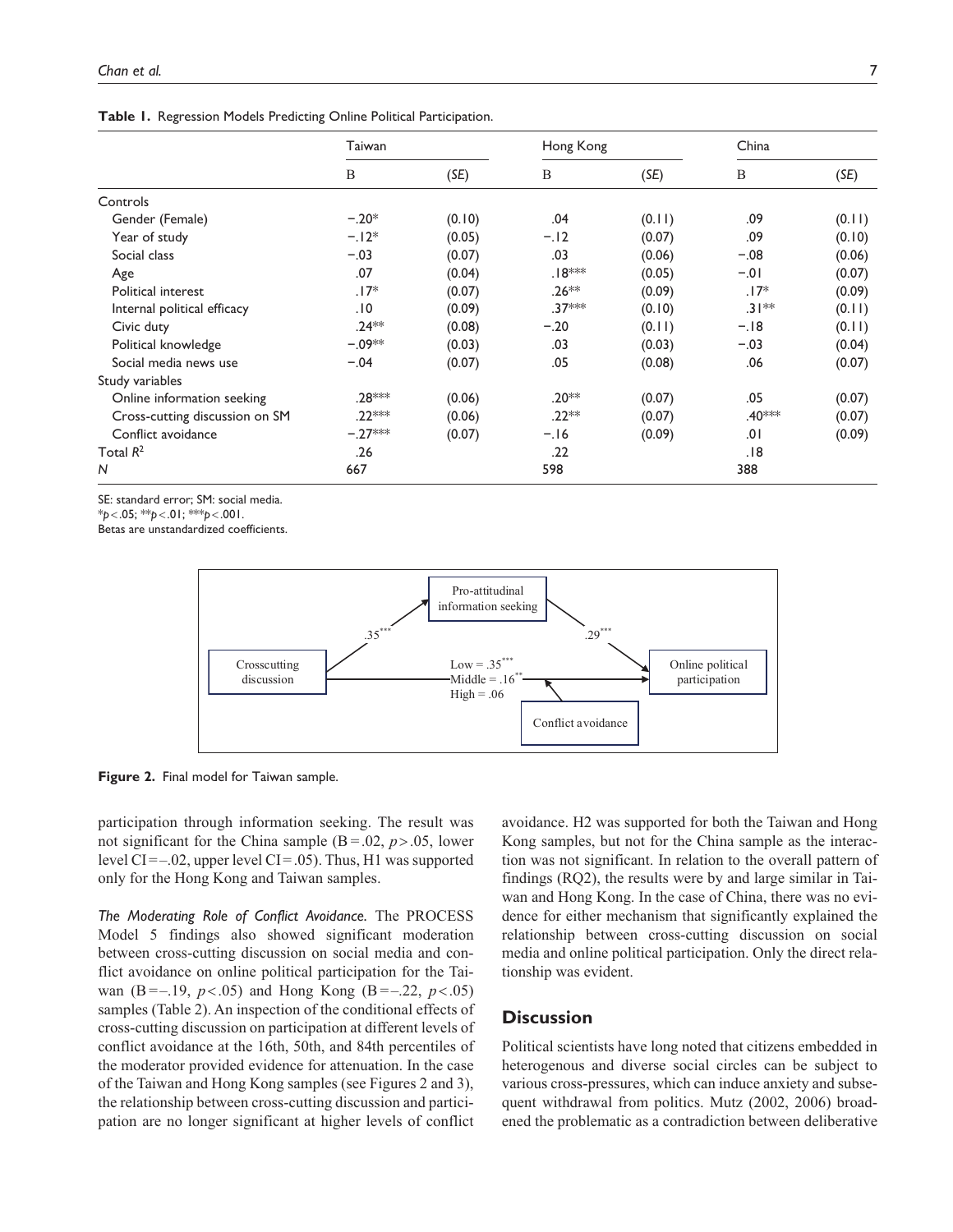**Table 1.** Regression Models Predicting Online Political Participation.

| | Taiwan | | Hong Kong | | China | |
|---|---|---|---|---|---|---|
| | B | (*SE*) | B | (*SE*) | B | (*SE*) |
| Controls | | | | | | |
| Gender (Female) | −.20* | (0.10) | .04 | (0.11) | .09 | (0.11) |
| Year of study | −.12* | (0.05) | −.12 | (0.07) | .09 | (0.10) |
| Social class | −.03 | (0.07) | .03 | (0.06) | −.08 | (0.06) |
| Age | .07 | (0.04) | .18*** | (0.05) | −.01 | (0.07) |
| Political interest | .17* | (0.07) | .26** | (0.09) | .17* | (0.09) |
| Internal political efficacy | .10 | (0.09) | .37*** | (0.10) | .31** | (0.11) |
| Civic duty | .24** | (0.08) | −.20 | (0.11) | −.18 | (0.11) |
| Political knowledge | −.09** | (0.03) | .03 | (0.03) | −.03 | (0.04) |
| Social media news use | −.04 | (0.07) | .05 | (0.08) | .06 | (0.07) |
| Study variables | | | | | | |
| Online information seeking | .28*** | (0.06) | .20** | (0.07) | .05 | (0.07) |
| Cross-cutting discussion on SM | .22*** | (0.06) | .22** | (0.07) | .40*** | (0.07) |
| Conflict avoidance | −.27*** | (0.07) | −.16 | (0.09) | .01 | (0.09) |
| Total $R^2$ | .26 | | .22 | | .18 | |
| *N* | 667 | | 598 | | 388 | |

SE: standard error; SM: social media.
*$p<.05$; **$p<.01$; ***$p<.001$.
Betas are unstandardized coefficients.

**Figure 2.** Final model for Taiwan sample.

participation through information seeking. The result was not significant for the China sample (B = .02, $p > .05$, lower level CI = –.02, upper level CI = .05). Thus, H1 was supported only for the Hong Kong and Taiwan samples.

*The Moderating Role of Conflict Avoidance.* The PROCESS Model 5 findings also showed significant moderation between cross-cutting discussion on social media and conflict avoidance on online political participation for the Taiwan (B = –.19, $p < .05$) and Hong Kong (B = –.22, $p < .05$) samples (Table 2). An inspection of the conditional effects of cross-cutting discussion on participation at different levels of conflict avoidance at the 16th, 50th, and 84th percentiles of the moderator provided evidence for attenuation. In the case of the Taiwan and Hong Kong samples (see Figures 2 and 3), the relationship between cross-cutting discussion and participation are no longer significant at higher levels of conflict avoidance. H2 was supported for both the Taiwan and Hong Kong samples, but not for the China sample as the interaction was not significant. In relation to the overall pattern of findings (RQ2), the results were by and large similar in Taiwan and Hong Kong. In the case of China, there was no evidence for either mechanism that significantly explained the relationship between cross-cutting discussion on social media and online political participation. Only the direct relationship was evident.

## Discussion

Political scientists have long noted that citizens embedded in heterogenous and diverse social circles can be subject to various cross-pressures, which can induce anxiety and subsequent withdrawal from politics. Mutz (2002, 2006) broadened the problematic as a contradiction between deliberative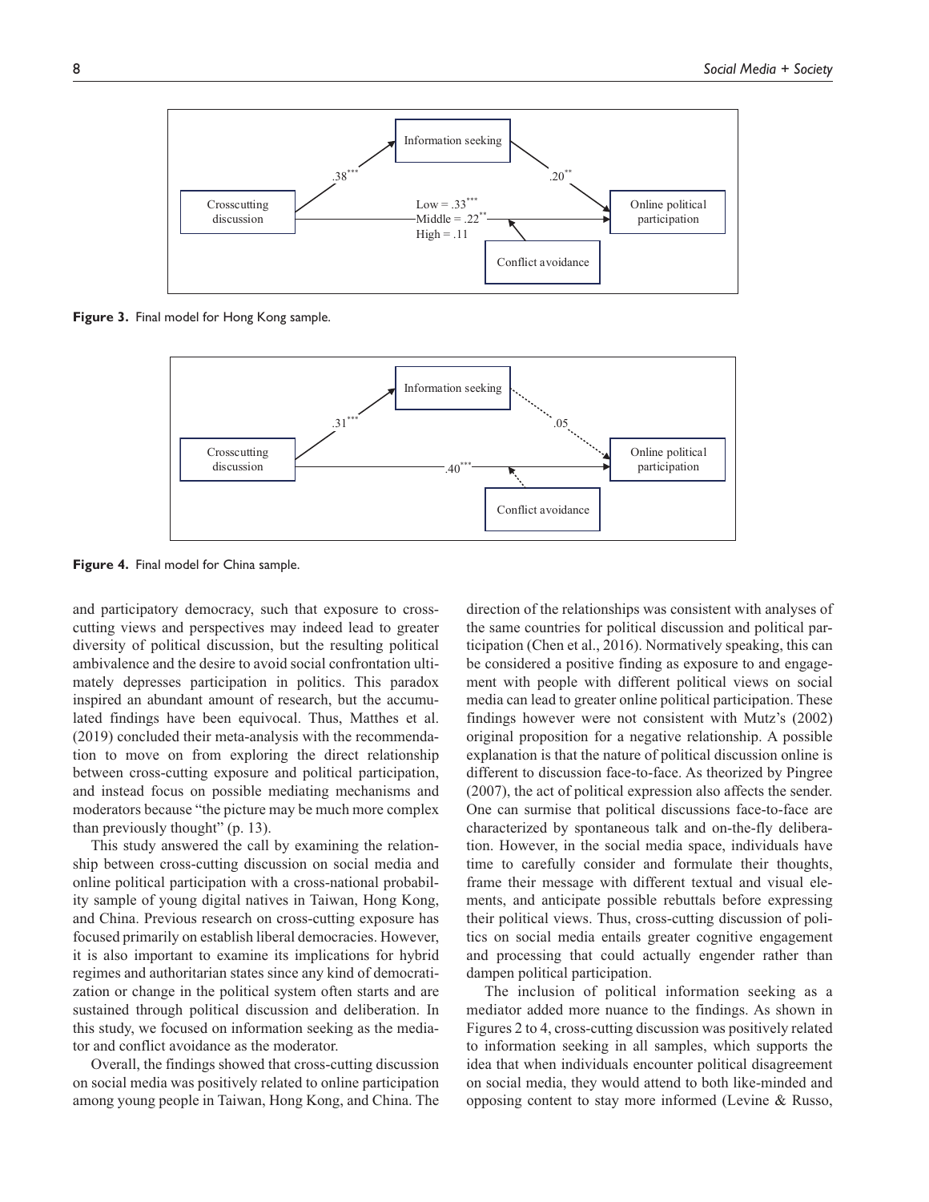Figure 3. Final model for Hong Kong sample.

Figure 4. Final model for China sample.

and participatory democracy, such that exposure to cross-cutting views and perspectives may indeed lead to greater diversity of political discussion, but the resulting political ambivalence and the desire to avoid social confrontation ultimately depresses participation in politics. This paradox inspired an abundant amount of research, but the accumulated findings have been equivocal. Thus, Matthes et al. (2019) concluded their meta-analysis with the recommendation to move on from exploring the direct relationship between cross-cutting exposure and political participation, and instead focus on possible mediating mechanisms and moderators because "the picture may be much more complex than previously thought" (p. 13).

This study answered the call by examining the relationship between cross-cutting discussion on social media and online political participation with a cross-national probability sample of young digital natives in Taiwan, Hong Kong, and China. Previous research on cross-cutting exposure has focused primarily on establish liberal democracies. However, it is also important to examine its implications for hybrid regimes and authoritarian states since any kind of democratization or change in the political system often starts and are sustained through political discussion and deliberation. In this study, we focused on information seeking as the mediator and conflict avoidance as the moderator.

Overall, the findings showed that cross-cutting discussion on social media was positively related to online participation among young people in Taiwan, Hong Kong, and China. The direction of the relationships was consistent with analyses of the same countries for political discussion and political participation (Chen et al., 2016). Normatively speaking, this can be considered a positive finding as exposure to and engagement with people with different political views on social media can lead to greater online political participation. These findings however were not consistent with Mutz's (2002) original proposition for a negative relationship. A possible explanation is that the nature of political discussion online is different to discussion face-to-face. As theorized by Pingree (2007), the act of political expression also affects the sender. One can surmise that political discussions face-to-face are characterized by spontaneous talk and on-the-fly deliberation. However, in the social media space, individuals have time to carefully consider and formulate their thoughts, frame their message with different textual and visual elements, and anticipate possible rebuttals before expressing their political views. Thus, cross-cutting discussion of politics on social media entails greater cognitive engagement and processing that could actually engender rather than dampen political participation.

The inclusion of political information seeking as a mediator added more nuance to the findings. As shown in Figures 2 to 4, cross-cutting discussion was positively related to information seeking in all samples, which supports the idea that when individuals encounter political disagreement on social media, they would attend to both like-minded and opposing content to stay more informed (Levine & Russo,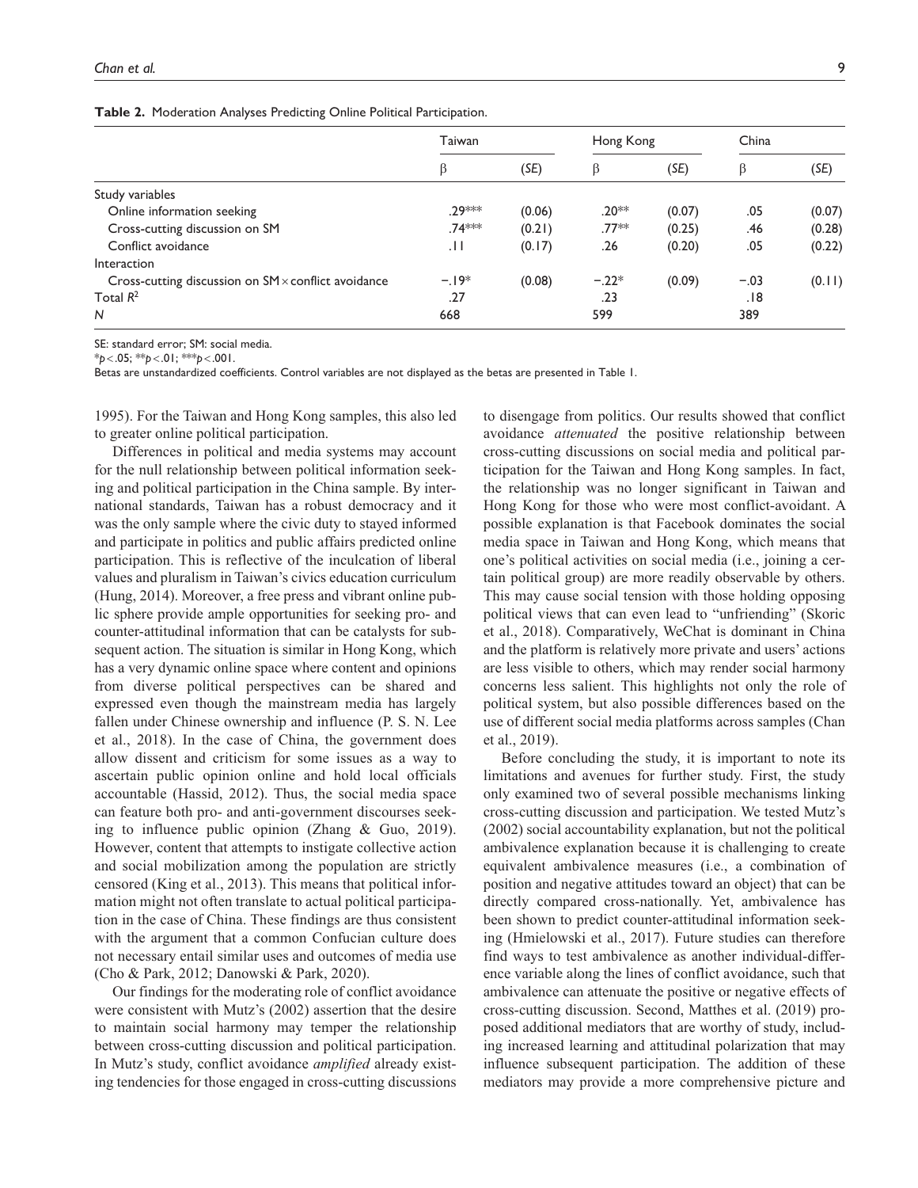**Table 2.** Moderation Analyses Predicting Online Political Participation.

| | Taiwan | | Hong Kong | | China | |
|---|---|---|---|---|---|---|
| | β | (*SE*) | β | (*SE*) | β | (*SE*) |
| Study variables | | | | | | |
| Online information seeking | .29*** | (0.06) | .20** | (0.07) | .05 | (0.07) |
| Cross-cutting discussion on SM | .74*** | (0.21) | .77** | (0.25) | .46 | (0.28) |
| Conflict avoidance | .11 | (0.17) | .26 | (0.20) | .05 | (0.22) |
| Interaction | | | | | | |
| Cross-cutting discussion on SM × conflict avoidance | −.19* | (0.08) | −.22* | (0.09) | −.03 | (0.11) |
| Total $R^2$ | .27 | | .23 | | .18 | |
| *N* | 668 | | 599 | | 389 | |

SE: standard error; SM: social media.

*$p<.05$; **$p<.01$; ***$p<.001$.

Betas are unstandardized coefficients. Control variables are not displayed as the betas are presented in Table 1.

1995). For the Taiwan and Hong Kong samples, this also led to greater online political participation.

Differences in political and media systems may account for the null relationship between political information seeking and political participation in the China sample. By international standards, Taiwan has a robust democracy and it was the only sample where the civic duty to stayed informed and participate in politics and public affairs predicted online participation. This is reflective of the inculcation of liberal values and pluralism in Taiwan's civics education curriculum (Hung, 2014). Moreover, a free press and vibrant online public sphere provide ample opportunities for seeking pro- and counter-attitudinal information that can be catalysts for subsequent action. The situation is similar in Hong Kong, which has a very dynamic online space where content and opinions from diverse political perspectives can be shared and expressed even though the mainstream media has largely fallen under Chinese ownership and influence (P. S. N. Lee et al., 2018). In the case of China, the government does allow dissent and criticism for some issues as a way to ascertain public opinion online and hold local officials accountable (Hassid, 2012). Thus, the social media space can feature both pro- and anti-government discourses seeking to influence public opinion (Zhang & Guo, 2019). However, content that attempts to instigate collective action and social mobilization among the population are strictly censored (King et al., 2013). This means that political information might not often translate to actual political participation in the case of China. These findings are thus consistent with the argument that a common Confucian culture does not necessary entail similar uses and outcomes of media use (Cho & Park, 2012; Danowski & Park, 2020).

Our findings for the moderating role of conflict avoidance were consistent with Mutz's (2002) assertion that the desire to maintain social harmony may temper the relationship between cross-cutting discussion and political participation. In Mutz's study, conflict avoidance *amplified* already existing tendencies for those engaged in cross-cutting discussions to disengage from politics. Our results showed that conflict avoidance *attenuated* the positive relationship between cross-cutting discussions on social media and political participation for the Taiwan and Hong Kong samples. In fact, the relationship was no longer significant in Taiwan and Hong Kong for those who were most conflict-avoidant. A possible explanation is that Facebook dominates the social media space in Taiwan and Hong Kong, which means that one's political activities on social media (i.e., joining a certain political group) are more readily observable by others. This may cause social tension with those holding opposing political views that can even lead to "unfriending" (Skoric et al., 2018). Comparatively, WeChat is dominant in China and the platform is relatively more private and users' actions are less visible to others, which may render social harmony concerns less salient. This highlights not only the role of political system, but also possible differences based on the use of different social media platforms across samples (Chan et al., 2019).

Before concluding the study, it is important to note its limitations and avenues for further study. First, the study only examined two of several possible mechanisms linking cross-cutting discussion and participation. We tested Mutz's (2002) social accountability explanation, but not the political ambivalence explanation because it is challenging to create equivalent ambivalence measures (i.e., a combination of position and negative attitudes toward an object) that can be directly compared cross-nationally. Yet, ambivalence has been shown to predict counter-attitudinal information seeking (Hmielowski et al., 2017). Future studies can therefore find ways to test ambivalence as another individual-difference variable along the lines of conflict avoidance, such that ambivalence can attenuate the positive or negative effects of cross-cutting discussion. Second, Matthes et al. (2019) proposed additional mediators that are worthy of study, including increased learning and attitudinal polarization that may influence subsequent participation. The addition of these mediators may provide a more comprehensive picture and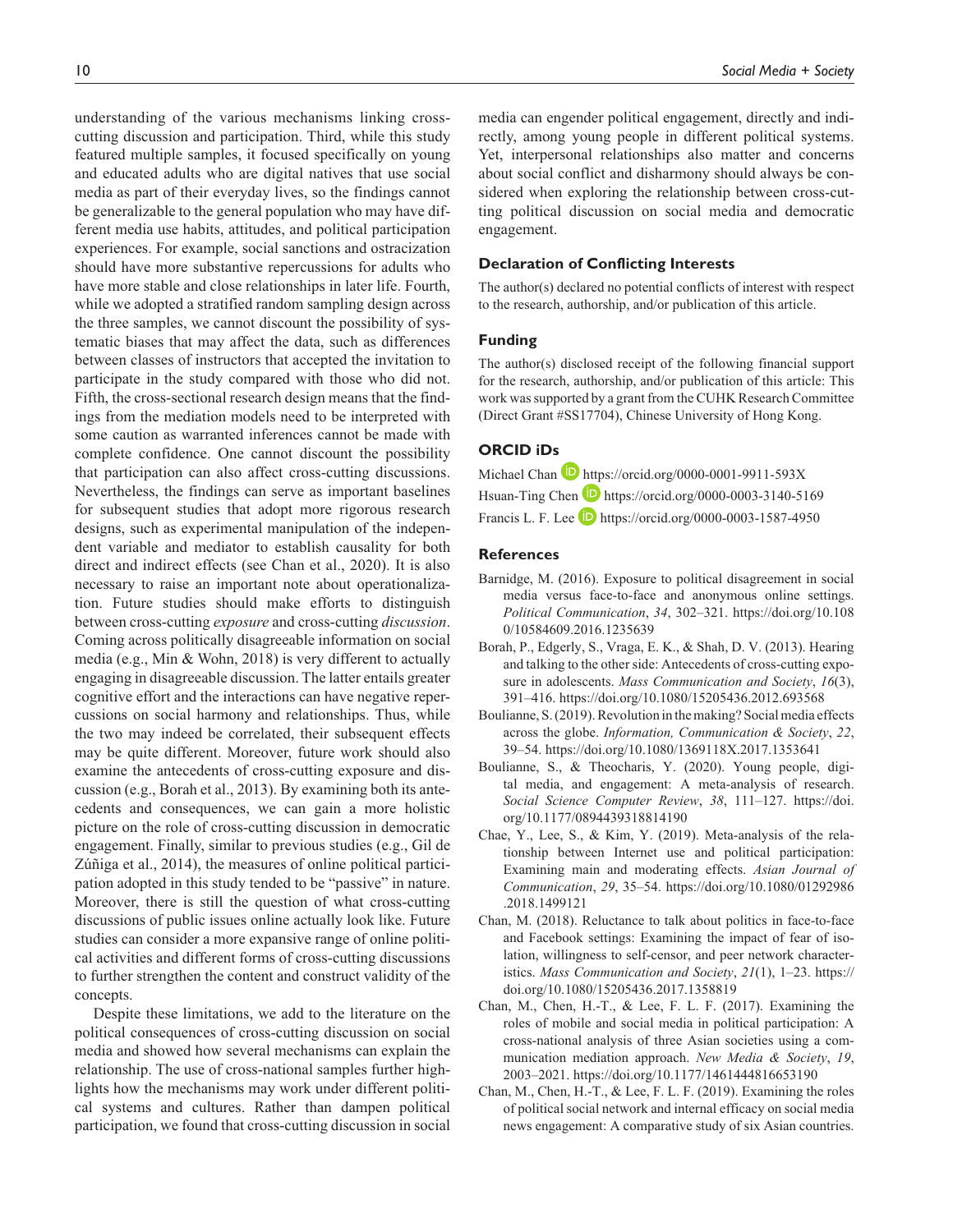understanding of the various mechanisms linking cross-cutting discussion and participation. Third, while this study featured multiple samples, it focused specifically on young and educated adults who are digital natives that use social media as part of their everyday lives, so the findings cannot be generalizable to the general population who may have different media use habits, attitudes, and political participation experiences. For example, social sanctions and ostracization should have more substantive repercussions for adults who have more stable and close relationships in later life. Fourth, while we adopted a stratified random sampling design across the three samples, we cannot discount the possibility of systematic biases that may affect the data, such as differences between classes of instructors that accepted the invitation to participate in the study compared with those who did not. Fifth, the cross-sectional research design means that the findings from the mediation models need to be interpreted with some caution as warranted inferences cannot be made with complete confidence. One cannot discount the possibility that participation can also affect cross-cutting discussions. Nevertheless, the findings can serve as important baselines for subsequent studies that adopt more rigorous research designs, such as experimental manipulation of the independent variable and mediator to establish causality for both direct and indirect effects (see Chan et al., 2020). It is also necessary to raise an important note about operationalization. Future studies should make efforts to distinguish between cross-cutting *exposure* and cross-cutting *discussion*. Coming across politically disagreeable information on social media (e.g., Min & Wohn, 2018) is very different to actually engaging in disagreeable discussion. The latter entails greater cognitive effort and the interactions can have negative repercussions on social harmony and relationships. Thus, while the two may indeed be correlated, their subsequent effects may be quite different. Moreover, future work should also examine the antecedents of cross-cutting exposure and discussion (e.g., Borah et al., 2013). By examining both its antecedents and consequences, we can gain a more holistic picture on the role of cross-cutting discussion in democratic engagement. Finally, similar to previous studies (e.g., Gil de Zúñiga et al., 2014), the measures of online political participation adopted in this study tended to be "passive" in nature. Moreover, there is still the question of what cross-cutting discussions of public issues online actually look like. Future studies can consider a more expansive range of online political activities and different forms of cross-cutting discussions to further strengthen the content and construct validity of the concepts.

Despite these limitations, we add to the literature on the political consequences of cross-cutting discussion on social media and showed how several mechanisms can explain the relationship. The use of cross-national samples further highlights how the mechanisms may work under different political systems and cultures. Rather than dampen political participation, we found that cross-cutting discussion in social media can engender political engagement, directly and indirectly, among young people in different political systems. Yet, interpersonal relationships also matter and concerns about social conflict and disharmony should always be considered when exploring the relationship between cross-cutting political discussion on social media and democratic engagement.

### Declaration of Conflicting Interests

The author(s) declared no potential conflicts of interest with respect to the research, authorship, and/or publication of this article.

### Funding

The author(s) disclosed receipt of the following financial support for the research, authorship, and/or publication of this article: This work was supported by a grant from the CUHK Research Committee (Direct Grant #SS17704), Chinese University of Hong Kong.

### ORCID iDs

Michael Chan https://orcid.org/0000-0001-9911-593X
Hsuan-Ting Chen https://orcid.org/0000-0003-3140-5169
Francis L. F. Lee https://orcid.org/0000-0003-1587-4950

### References

Barnidge, M. (2016). Exposure to political disagreement in social media versus face-to-face and anonymous online settings. *Political Communication*, *34*, 302–321. https://doi.org/10.1080/10584609.2016.1235639

Borah, P., Edgerly, S., Vraga, E. K., & Shah, D. V. (2013). Hearing and talking to the other side: Antecedents of cross-cutting exposure in adolescents. *Mass Communication and Society*, *16*(3), 391–416. https://doi.org/10.1080/15205436.2012.693568

Boulianne, S. (2019). Revolution in the making? Social media effects across the globe. *Information, Communication & Society*, *22*, 39–54. https://doi.org/10.1080/1369118X.2017.1353641

Boulianne, S., & Theocharis, Y. (2020). Young people, digital media, and engagement: A meta-analysis of research. *Social Science Computer Review*, *38*, 111–127. https://doi.org/10.1177/0894439318814190

Chae, Y., Lee, S., & Kim, Y. (2019). Meta-analysis of the relationship between Internet use and political participation: Examining main and moderating effects. *Asian Journal of Communication*, *29*, 35–54. https://doi.org/10.1080/01292986.2018.1499121

Chan, M. (2018). Reluctance to talk about politics in face-to-face and Facebook settings: Examining the impact of fear of isolation, willingness to self-censor, and peer network characteristics. *Mass Communication and Society*, *21*(1), 1–23. https://doi.org/10.1080/15205436.2017.1358819

Chan, M., Chen, H.-T., & Lee, F. L. F. (2017). Examining the roles of mobile and social media in political participation: A cross-national analysis of three Asian societies using a communication mediation approach. *New Media & Society*, *19*, 2003–2021. https://doi.org/10.1177/1461444816653190

Chan, M., Chen, H.-T., & Lee, F. L. F. (2019). Examining the roles of political social network and internal efficacy on social media news engagement: A comparative study of six Asian countries.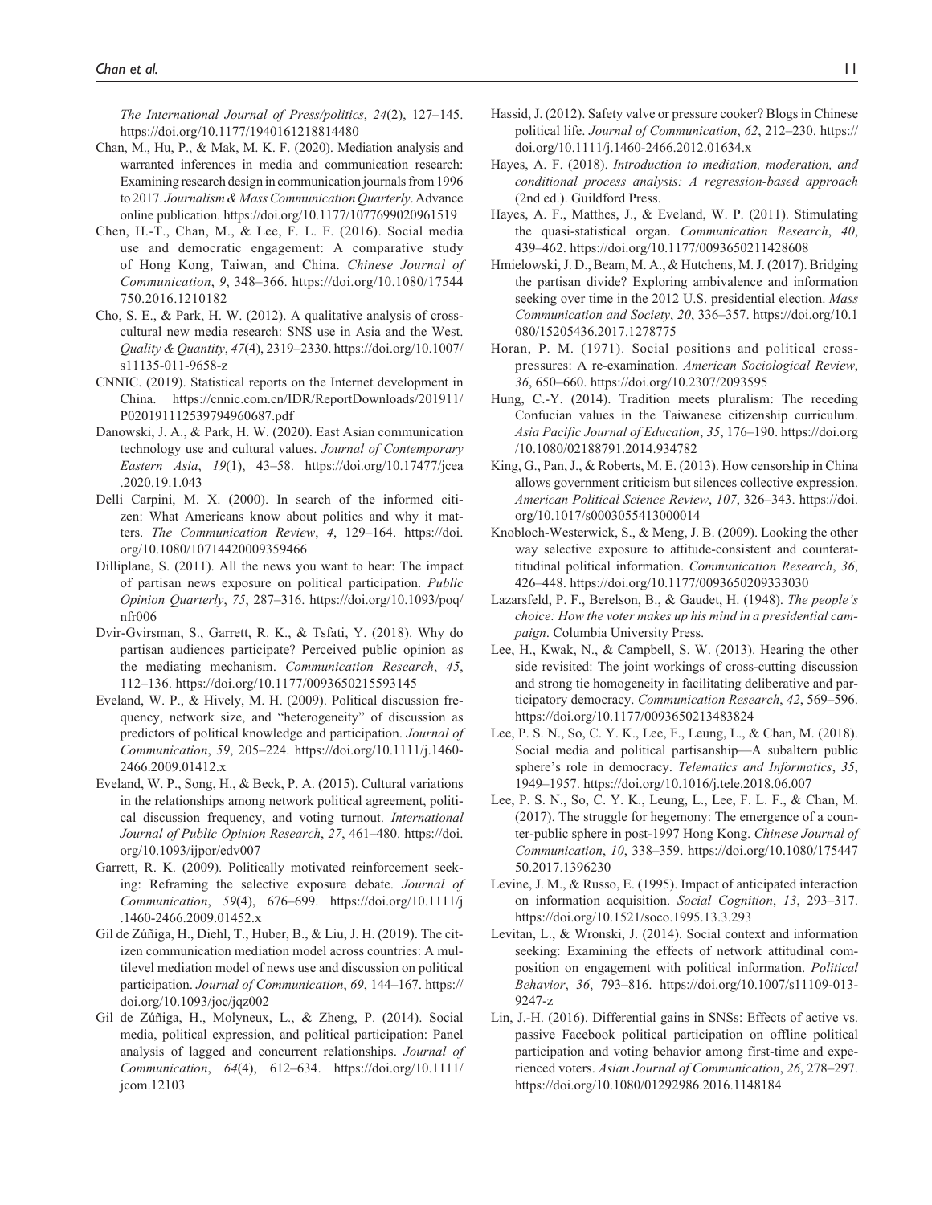*The International Journal of Press/politics*, *24*(2), 127–145. https://doi.org/10.1177/1940161218814480

Chan, M., Hu, P., & Mak, M. K. F. (2020). Mediation analysis and warranted inferences in media and communication research: Examining research design in communication journals from 1996 to 2017. *Journalism & Mass Communication Quarterly*. Advance online publication. https://doi.org/10.1177/1077699020961519

Chen, H.-T., Chan, M., & Lee, F. L. F. (2016). Social media use and democratic engagement: A comparative study of Hong Kong, Taiwan, and China. *Chinese Journal of Communication*, *9*, 348–366. https://doi.org/10.1080/17544750.2016.1210182

Cho, S. E., & Park, H. W. (2012). A qualitative analysis of cross-cultural new media research: SNS use in Asia and the West. *Quality & Quantity*, *47*(4), 2319–2330. https://doi.org/10.1007/s11135-011-9658-z

CNNIC. (2019). Statistical reports on the Internet development in China. https://cnnic.com.cn/IDR/ReportDownloads/201911/P020191112539794960687.pdf

Danowski, J. A., & Park, H. W. (2020). East Asian communication technology use and cultural values. *Journal of Contemporary Eastern Asia*, *19*(1), 43–58. https://doi.org/10.17477/jcea.2020.19.1.043

Delli Carpini, M. X. (2000). In search of the informed citizen: What Americans know about politics and why it matters. *The Communication Review*, *4*, 129–164. https://doi.org/10.1080/10714420009359466

Dilliplane, S. (2011). All the news you want to hear: The impact of partisan news exposure on political participation. *Public Opinion Quarterly*, *75*, 287–316. https://doi.org/10.1093/poq/nfr006

Dvir-Gvirsman, S., Garrett, R. K., & Tsfati, Y. (2018). Why do partisan audiences participate? Perceived public opinion as the mediating mechanism. *Communication Research*, *45*, 112–136. https://doi.org/10.1177/0093650215593145

Eveland, W. P., & Hively, M. H. (2009). Political discussion frequency, network size, and "heterogeneity" of discussion as predictors of political knowledge and participation. *Journal of Communication*, *59*, 205–224. https://doi.org/10.1111/j.1460-2466.2009.01412.x

Eveland, W. P., Song, H., & Beck, P. A. (2015). Cultural variations in the relationships among network political agreement, political discussion frequency, and voting turnout. *International Journal of Public Opinion Research*, *27*, 461–480. https://doi.org/10.1093/ijpor/edv007

Garrett, R. K. (2009). Politically motivated reinforcement seeking: Reframing the selective exposure debate. *Journal of Communication*, *59*(4), 676–699. https://doi.org/10.1111/j.1460-2466.2009.01452.x

Gil de Zúñiga, H., Diehl, T., Huber, B., & Liu, J. H. (2019). The citizen communication mediation model across countries: A multilevel mediation model of news use and discussion on political participation. *Journal of Communication*, *69*, 144–167. https://doi.org/10.1093/joc/jqz002

Gil de Zúñiga, H., Molyneux, L., & Zheng, P. (2014). Social media, political expression, and political participation: Panel analysis of lagged and concurrent relationships. *Journal of Communication*, *64*(4), 612–634. https://doi.org/10.1111/jcom.12103

Hassid, J. (2012). Safety valve or pressure cooker? Blogs in Chinese political life. *Journal of Communication*, *62*, 212–230. https://doi.org/10.1111/j.1460-2466.2012.01634.x

Hayes, A. F. (2018). *Introduction to mediation, moderation, and conditional process analysis: A regression-based approach* (2nd ed.). Guildford Press.

Hayes, A. F., Matthes, J., & Eveland, W. P. (2011). Stimulating the quasi-statistical organ. *Communication Research*, *40*, 439–462. https://doi.org/10.1177/0093650211428608

Hmielowski, J. D., Beam, M. A., & Hutchens, M. J. (2017). Bridging the partisan divide? Exploring ambivalence and information seeking over time in the 2012 U.S. presidential election. *Mass Communication and Society*, *20*, 336–357. https://doi.org/10.1080/15205436.2017.1278775

Horan, P. M. (1971). Social positions and political cross-pressures: A re-examination. *American Sociological Review*, *36*, 650–660. https://doi.org/10.2307/2093595

Hung, C.-Y. (2014). Tradition meets pluralism: The receding Confucian values in the Taiwanese citizenship curriculum. *Asia Pacific Journal of Education*, *35*, 176–190. https://doi.org/10.1080/02188791.2014.934782

King, G., Pan, J., & Roberts, M. E. (2013). How censorship in China allows government criticism but silences collective expression. *American Political Science Review*, *107*, 326–343. https://doi.org/10.1017/s0003055413000014

Knobloch-Westerwick, S., & Meng, J. B. (2009). Looking the other way selective exposure to attitude-consistent and counterattitudinal political information. *Communication Research*, *36*, 426–448. https://doi.org/10.1177/0093650209333030

Lazarsfeld, P. F., Berelson, B., & Gaudet, H. (1948). *The people's choice: How the voter makes up his mind in a presidential campaign*. Columbia University Press.

Lee, H., Kwak, N., & Campbell, S. W. (2013). Hearing the other side revisited: The joint workings of cross-cutting discussion and strong tie homogeneity in facilitating deliberative and participatory democracy. *Communication Research*, *42*, 569–596. https://doi.org/10.1177/0093650213483824

Lee, P. S. N., So, C. Y. K., Lee, F., Leung, L., & Chan, M. (2018). Social media and political partisanship—A subaltern public sphere's role in democracy. *Telematics and Informatics*, *35*, 1949–1957. https://doi.org/10.1016/j.tele.2018.06.007

Lee, P. S. N., So, C. Y. K., Leung, L., Lee, F. L. F., & Chan, M. (2017). The struggle for hegemony: The emergence of a counter-public sphere in post-1997 Hong Kong. *Chinese Journal of Communication*, *10*, 338–359. https://doi.org/10.1080/17544750.2017.1396230

Levine, J. M., & Russo, E. (1995). Impact of anticipated interaction on information acquisition. *Social Cognition*, *13*, 293–317. https://doi.org/10.1521/soco.1995.13.3.293

Levitan, L., & Wronski, J. (2014). Social context and information seeking: Examining the effects of network attitudinal composition on engagement with political information. *Political Behavior*, *36*, 793–816. https://doi.org/10.1007/s11109-013-9247-z

Lin, J.-H. (2016). Differential gains in SNSs: Effects of active vs. passive Facebook political participation on offline political participation and voting behavior among first-time and experienced voters. *Asian Journal of Communication*, *26*, 278–297. https://doi.org/10.1080/01292986.2016.1148184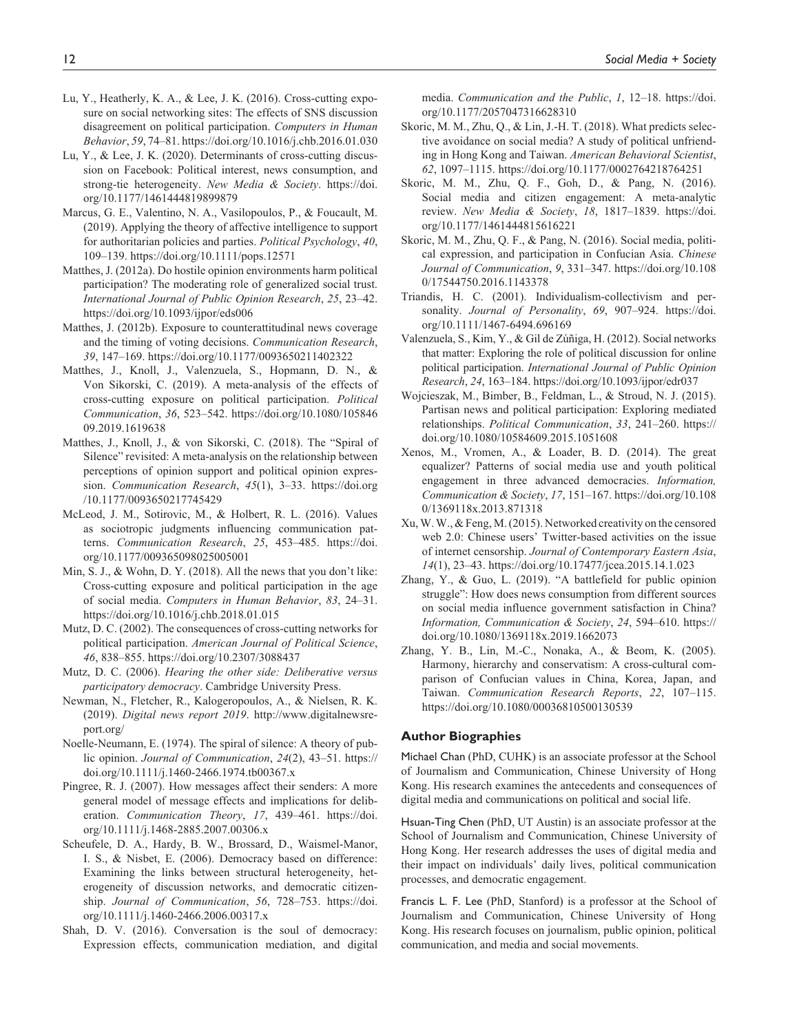Lu, Y., Heatherly, K. A., & Lee, J. K. (2016). Cross-cutting exposure on social networking sites: The effects of SNS discussion disagreement on political participation. *Computers in Human Behavior*, *59*, 74–81. https://doi.org/10.1016/j.chb.2016.01.030

Lu, Y., & Lee, J. K. (2020). Determinants of cross-cutting discussion on Facebook: Political interest, news consumption, and strong-tie heterogeneity. *New Media & Society*. https://doi.org/10.1177/1461444819899879

Marcus, G. E., Valentino, N. A., Vasilopoulos, P., & Foucault, M. (2019). Applying the theory of affective intelligence to support for authoritarian policies and parties. *Political Psychology*, *40*, 109–139. https://doi.org/10.1111/pops.12571

Matthes, J. (2012a). Do hostile opinion environments harm political participation? The moderating role of generalized social trust. *International Journal of Public Opinion Research*, *25*, 23–42. https://doi.org/10.1093/ijpor/eds006

Matthes, J. (2012b). Exposure to counterattitudinal news coverage and the timing of voting decisions. *Communication Research*, *39*, 147–169. https://doi.org/10.1177/0093650211402322

Matthes, J., Knoll, J., Valenzuela, S., Hopmann, D. N., & Von Sikorski, C. (2019). A meta-analysis of the effects of cross-cutting exposure on political participation. *Political Communication*, *36*, 523–542. https://doi.org/10.1080/10584609.2019.1619638

Matthes, J., Knoll, J., & von Sikorski, C. (2018). The "Spiral of Silence" revisited: A meta-analysis on the relationship between perceptions of opinion support and political opinion expression. *Communication Research*, *45*(1), 3–33. https://doi.org/10.1177/0093650217745429

McLeod, J. M., Sotirovic, M., & Holbert, R. L. (2016). Values as sociotropic judgments influencing communication patterns. *Communication Research*, *25*, 453–485. https://doi.org/10.1177/009365098025005001

Min, S. J., & Wohn, D. Y. (2018). All the news that you don't like: Cross-cutting exposure and political participation in the age of social media. *Computers in Human Behavior*, *83*, 24–31. https://doi.org/10.1016/j.chb.2018.01.015

Mutz, D. C. (2002). The consequences of cross-cutting networks for political participation. *American Journal of Political Science*, *46*, 838–855. https://doi.org/10.2307/3088437

Mutz, D. C. (2006). *Hearing the other side: Deliberative versus participatory democracy*. Cambridge University Press.

Newman, N., Fletcher, R., Kalogeropoulos, A., & Nielsen, R. K. (2019). *Digital news report 2019*. http://www.digitalnewsreport.org/

Noelle-Neumann, E. (1974). The spiral of silence: A theory of public opinion. *Journal of Communication*, *24*(2), 43–51. https://doi.org/10.1111/j.1460-2466.1974.tb00367.x

Pingree, R. J. (2007). How messages affect their senders: A more general model of message effects and implications for deliberation. *Communication Theory*, *17*, 439–461. https://doi.org/10.1111/j.1468-2885.2007.00306.x

Scheufele, D. A., Hardy, B. W., Brossard, D., Waismel-Manor, I. S., & Nisbet, E. (2006). Democracy based on difference: Examining the links between structural heterogeneity, heterogeneity of discussion networks, and democratic citizenship. *Journal of Communication*, *56*, 728–753. https://doi.org/10.1111/j.1460-2466.2006.00317.x

Shah, D. V. (2016). Conversation is the soul of democracy: Expression effects, communication mediation, and digital media. *Communication and the Public*, *1*, 12–18. https://doi.org/10.1177/2057047316628310

Skoric, M. M., Zhu, Q., & Lin, J.-H. T. (2018). What predicts selective avoidance on social media? A study of political unfriending in Hong Kong and Taiwan. *American Behavioral Scientist*, *62*, 1097–1115. https://doi.org/10.1177/0002764218764251

Skoric, M. M., Zhu, Q. F., Goh, D., & Pang, N. (2016). Social media and citizen engagement: A meta-analytic review. *New Media & Society*, *18*, 1817–1839. https://doi.org/10.1177/1461444815616221

Skoric, M. M., Zhu, Q. F., & Pang, N. (2016). Social media, political expression, and participation in Confucian Asia. *Chinese Journal of Communication*, *9*, 331–347. https://doi.org/10.1080/17544750.2016.1143378

Triandis, H. C. (2001). Individualism-collectivism and personality. *Journal of Personality*, *69*, 907–924. https://doi.org/10.1111/1467-6494.696169

Valenzuela, S., Kim, Y., & Gil de Zúñiga, H. (2012). Social networks that matter: Exploring the role of political discussion for online political participation. *International Journal of Public Opinion Research*, *24*, 163–184. https://doi.org/10.1093/ijpor/edr037

Wojcieszak, M., Bimber, B., Feldman, L., & Stroud, N. J. (2015). Partisan news and political participation: Exploring mediated relationships. *Political Communication*, *33*, 241–260. https://doi.org/10.1080/10584609.2015.1051608

Xenos, M., Vromen, A., & Loader, B. D. (2014). The great equalizer? Patterns of social media use and youth political engagement in three advanced democracies. *Information, Communication & Society*, *17*, 151–167. https://doi.org/10.1080/1369118x.2013.871318

Xu, W. W., & Feng, M. (2015). Networked creativity on the censored web 2.0: Chinese users' Twitter-based activities on the issue of internet censorship. *Journal of Contemporary Eastern Asia*, *14*(1), 23–43. https://doi.org/10.17477/jcea.2015.14.1.023

Zhang, Y., & Guo, L. (2019). "A battlefield for public opinion struggle": How does news consumption from different sources on social media influence government satisfaction in China? *Information, Communication & Society*, *24*, 594–610. https://doi.org/10.1080/1369118x.2019.1662073

Zhang, Y. B., Lin, M.-C., Nonaka, A., & Beom, K. (2005). Harmony, hierarchy and conservatism: A cross-cultural comparison of Confucian values in China, Korea, Japan, and Taiwan. *Communication Research Reports*, *22*, 107–115. https://doi.org/10.1080/00036810500130539

## Author Biographies

Michael Chan (PhD, CUHK) is an associate professor at the School of Journalism and Communication, Chinese University of Hong Kong. His research examines the antecedents and consequences of digital media and communications on political and social life.

Hsuan-Ting Chen (PhD, UT Austin) is an associate professor at the School of Journalism and Communication, Chinese University of Hong Kong. Her research addresses the uses of digital media and their impact on individuals' daily lives, political communication processes, and democratic engagement.

Francis L. F. Lee (PhD, Stanford) is a professor at the School of Journalism and Communication, Chinese University of Hong Kong. His research focuses on journalism, public opinion, political communication, and media and social movements.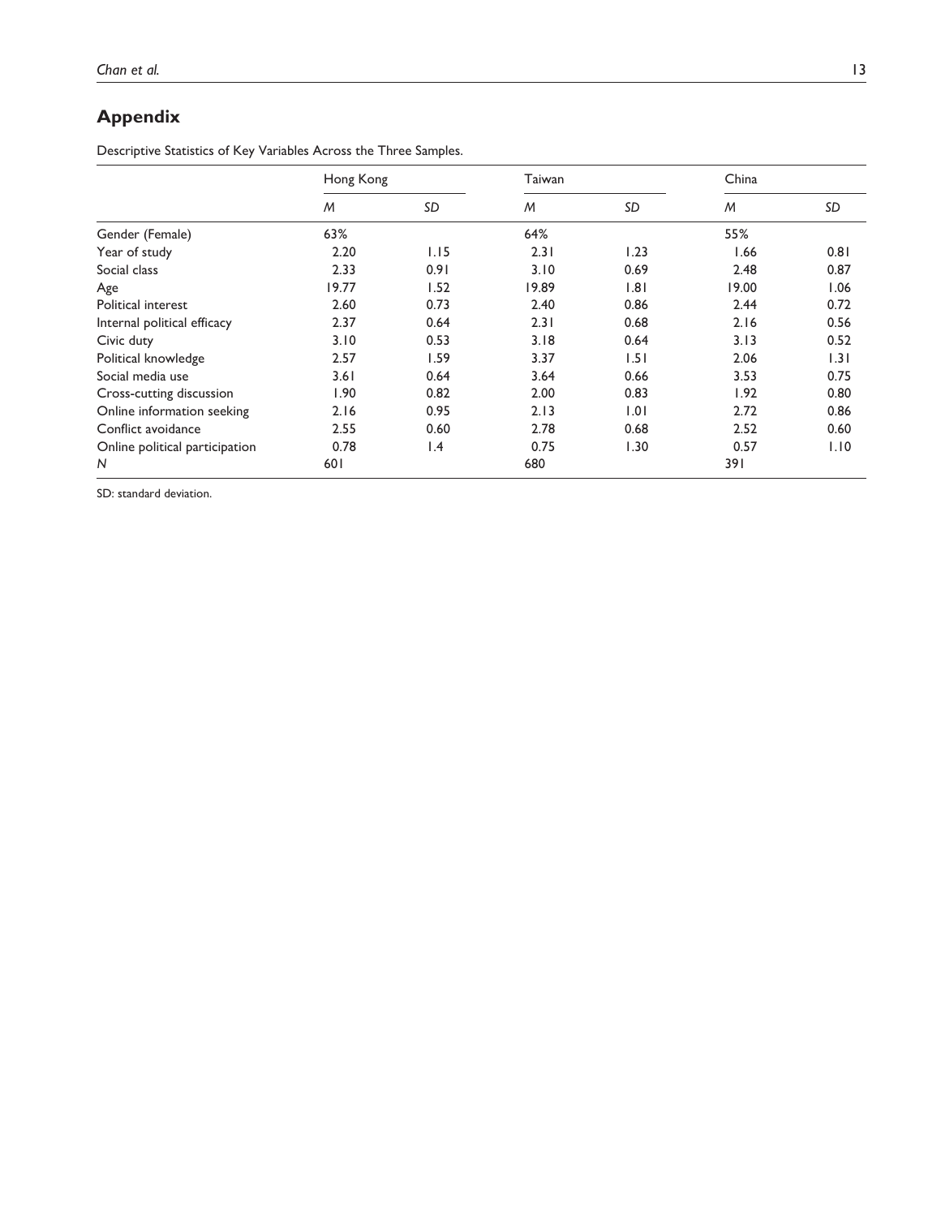## Appendix

Descriptive Statistics of Key Variables Across the Three Samples.

| | Hong Kong | | Taiwan | | China | |
|---|---|---|---|---|---|---|
| | *M* | *SD* | *M* | *SD* | *M* | *SD* |
| Gender (Female) | 63% | | 64% | | 55% | |
| Year of study | 2.20 | 1.15 | 2.31 | 1.23 | 1.66 | 0.81 |
| Social class | 2.33 | 0.91 | 3.10 | 0.69 | 2.48 | 0.87 |
| Age | 19.77 | 1.52 | 19.89 | 1.81 | 19.00 | 1.06 |
| Political interest | 2.60 | 0.73 | 2.40 | 0.86 | 2.44 | 0.72 |
| Internal political efficacy | 2.37 | 0.64 | 2.31 | 0.68 | 2.16 | 0.56 |
| Civic duty | 3.10 | 0.53 | 3.18 | 0.64 | 3.13 | 0.52 |
| Political knowledge | 2.57 | 1.59 | 3.37 | 1.51 | 2.06 | 1.31 |
| Social media use | 3.61 | 0.64 | 3.64 | 0.66 | 3.53 | 0.75 |
| Cross-cutting discussion | 1.90 | 0.82 | 2.00 | 0.83 | 1.92 | 0.80 |
| Online information seeking | 2.16 | 0.95 | 2.13 | 1.01 | 2.72 | 0.86 |
| Conflict avoidance | 2.55 | 0.60 | 2.78 | 0.68 | 2.52 | 0.60 |
| Online political participation | 0.78 | 1.4 | 0.75 | 1.30 | 0.57 | 1.10 |
| *N* | 601 | | 680 | | 391 | |

SD: standard deviation.